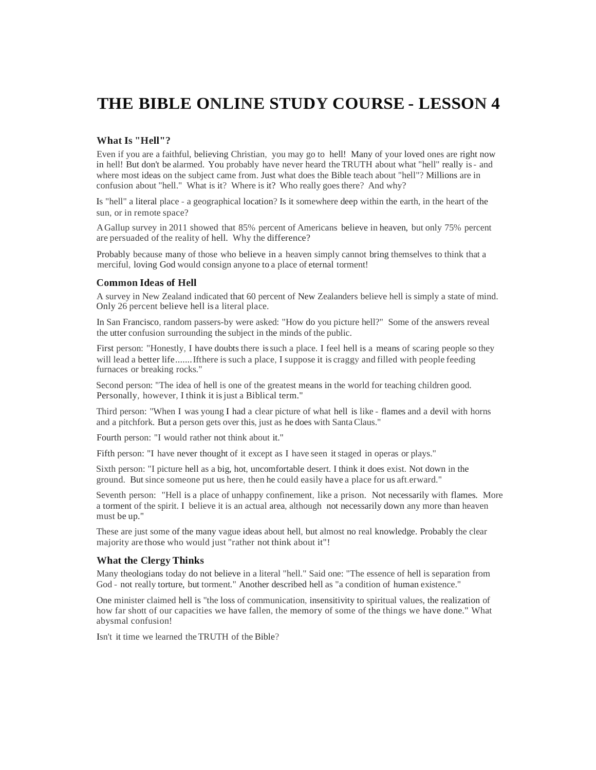# THE BIBLE ONLINE STUDY COURSE - LESSON 4

### What Is "Hell"?

Even if you are a faithful, believing Christian, you may go to hell! Many of your loved ones are right now in hell! But don't be alarmed. You probably have never heard the TRUTH about what "hell" really is - and where most ideas on the subject came from. Just what does the Bible teach about "hell"? Millions are in confusion about "hell." What is it? Where is it? Who really goes there? And why?

Is "hell" a literal place - a geographical location? Is it somewhere deep within the earth, in the heart of the sun, or in remote space?

A Gallup survey in 2011 showed that 85% percent of Americans believe in heaven, but only 75% percent are persuaded of the reality of hell. Why the difference?

Probably because many of those who believe in a heaven simply cannot bring themselves to think that a merciful, loving God would consign anyone to a place of eternal torment!

### Common Ideas of Hell

A survey in New Zealand indicated that 60 percent of New Zealanders believe hell is simply a state of mind. Only 26 percent believe hell is a literal place.

In San Francisco, random passers-by were asked: "How do you picture hell?" Some of the answers reveal the utter confusion surrounding the subject in the minds of the public.

First person: "Honestly, I have doubts there is such a place. I feel hell is a means of scaring people so they will lead a better life.......If there is such a place, I suppose it is craggy and filled with people feeding furnaces or breaking rocks."

Second person: "The idea of hell is one of the greatest means in the world for teaching children good. Personally, however, I think it is just a Biblical term."

Third person: "When I was young I had a clear picture of what hell is like - flames and a devil with horns and a pitchfork. But a person gets over this, just as he does with Santa Claus."

Fourth person: "I would rather not think about it."

Fifth person: "I have never thought of it except as I have seen it staged in operas or plays."

Sixth person: "I picture hell as a big, hot, uncomfortable desert. I think it does exist. Not down in the ground. But since someone put us here, then he could easily have a place for us aft.erward."

Seventh person: "Hell is a place of unhappy confinement, like a prison. Not necessarily with flames. More a torment of the spirit. I believe it is an actual area, although not necessarily down any more than heaven must be up."

These are just some of the many vague ideas about hell, but almost no real knowledge. Probably the clear majority are those who would just "rather not think about it"!

### What the Clergy Thinks

Many theologians today do not believe in a literal "hell." Said one: "The essence of hell is separation from God - not really torture, but torment." Another described hell as "a condition of human existence."

One minister claimed hell is "the loss of communication, insensitivity to spiritual values, the realization of how far shott of our capacities we have fallen, the memory of some of the things we have done." What abysmal confusion!

Isn't it time we learned the TRUTH of the Bible?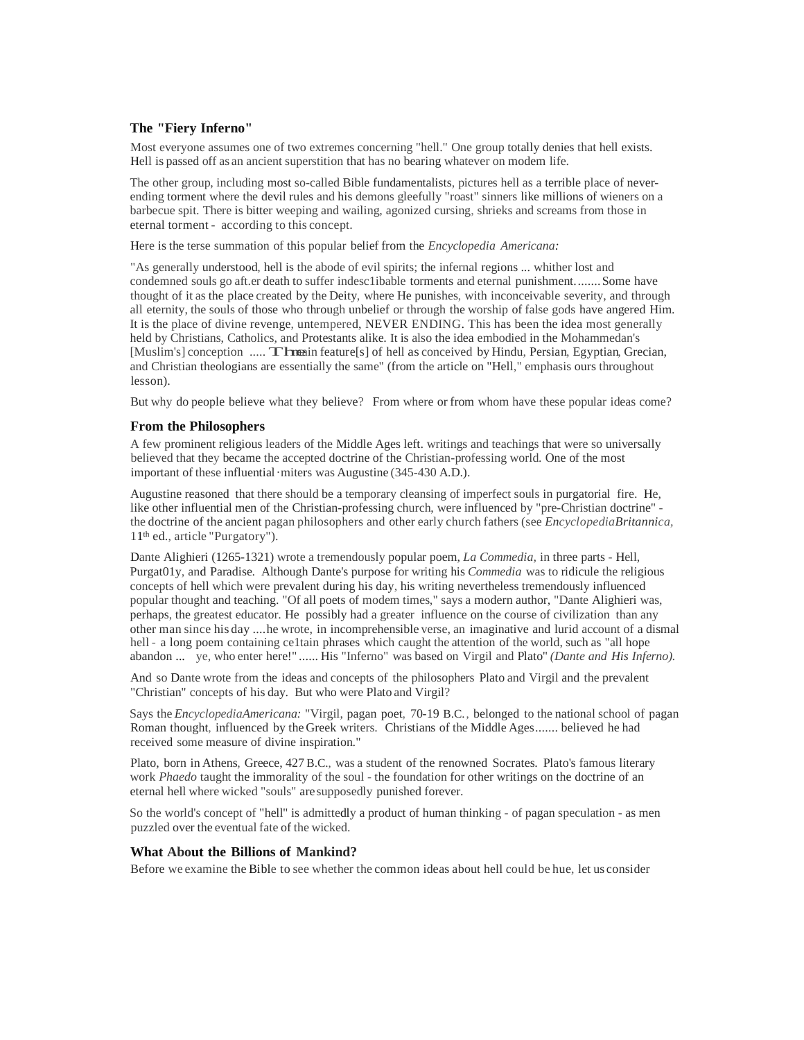### The "Fiery Inferno"

Most everyone assumes one of two extremes concerning "hell." One group totally denies that hell exists. Hell is passed off as an ancient superstition that has no bearing whatever on modem life.

The other group, including most so-called Bible fundamentalists, pictures hell as a terrible place of never-ending torment where the devil rules and his demons gleefully "roast" sinners like millions of wieners on a barbecue spit. There is bitter weeping and wailing, agonized cursing, shrieks and screams from those in eternal torment - according to this concept.

Here is the terse summation of this popular belief from the *Encyclopedia Americana:*

"As generally understood, hell is the abode of evil spirits; the infernal regions ... whither lost and condemned souls go aft.er death to suffer indesc1ibable torments and eternal punishment........ Some have thought of it as the place created by the Deity, where He punishes, with inconceivable severity, and through all eternity, the souls of those who through unbelief or through the worship of false gods have angered Him. It is the place of divine revenge, untempered, NEVER ENDING. This has been the idea most generally held by Christians, Catholics, and Protestants alike. It is also the idea embodied in the Mohammedan's [Muslim's] conception ..... The main feature[s] of hell as conceived by Hindu, Persian, Egyptian, Grecian, and Christian theologians are essentially the same" (from the article on "Hell," emphasis ours throughout lesson).

But why do people believe what they believe? From where or from whom have these popular ideas come?

### From the Philosophers

A few prominent religious leaders of the Middle Ages left. writings and teachings that were so universally believed that they became the accepted doctrine of the Christian-professing world. One of the most important of these influential ·miters was Augustine (345-430 A.D.).

Augustine reasoned that there should be a temporary cleansing of imperfect souls in purgatorial fire. He, like other influential men of the Christian-professing church, were influenced by "pre-Christian doctrine" - the doctrine of the ancient pagan philosophers and other early church fathers (see *EncyclopediaBritannica*, 11th ed., article "Purgatory").

Dante Alighieri (1265-1321) wrote a tremendously popular poem, *La Commedia*, in three parts - Hell, Purgat01y, and Paradise. Although Dante's purpose for writing his *Commedia* was to ridicule the religious concepts of hell which were prevalent during his day, his writing nevertheless tremendously influenced popular thought and teaching. "Of all poets of modem times," says a modern author, "Dante Alighieri was, perhaps, the greatest educator. He possibly had a greater influence on the course of civilization than any other man since his day ....he wrote, in incomprehensible verse, an imaginative and lurid account of a dismal hell - a long poem containing ce1tain phrases which caught the attention of the world, such as "all hope abandon ... ye, who enter here!" ...... His "Inferno" was based on Virgil and Plato" *(Dante and His Inferno).*

And so Dante wrote from the ideas and concepts of the philosophers Plato and Virgil and the prevalent "Christian" concepts of his day. But who were Plato and Virgil?

Says the *EncyclopediaAmericana:* "Virgil, pagan poet, 70-19 B.C., belonged to the national school of pagan Roman thought, influenced by the Greek writers. Christians of the Middle Ages....... believed he had received some measure of divine inspiration."

Plato, born in Athens, Greece, 427 B.C., was a student of the renowned Socrates. Plato's famous literary work *Phaedo* taught the immorality of the soul - the foundation for other writings on the doctrine of an eternal hell where wicked "souls" are supposedly punished forever.

So the world's concept of "hell" is admittedly a product of human thinking - of pagan speculation - as men puzzled over the eventual fate of the wicked.

### What About the Billions of Mankind?

Before we examine the Bible to see whether the common ideas about hell could be hue, let us consider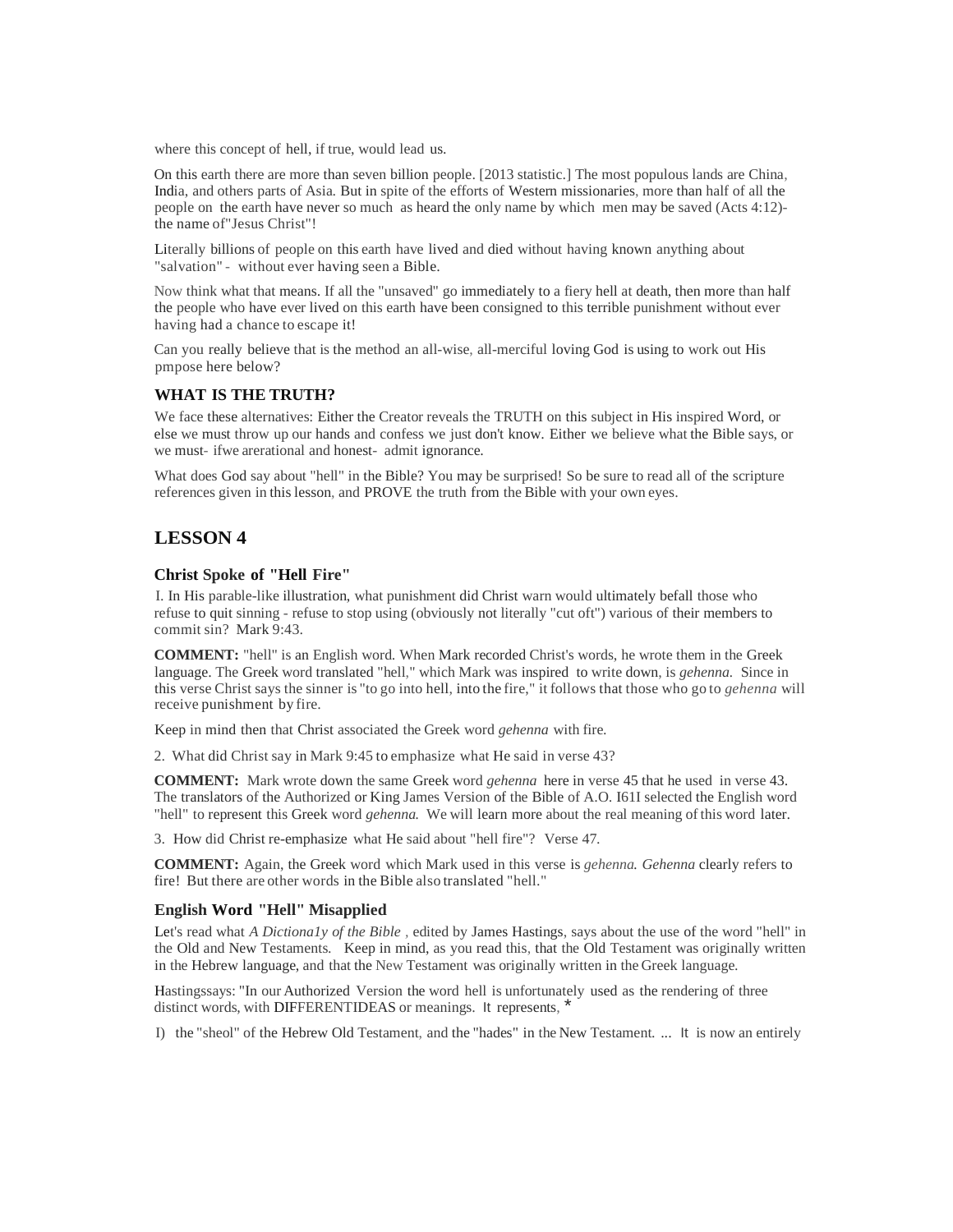where this concept of hell, if true, would lead us.

On this earth there are more than seven billion people. [2013 statistic.] The most populous lands are China, India, and others parts of Asia. But in spite of the efforts of Western missionaries, more than half of all the people on the earth have never so much as heard the only name by which men may be saved (Acts 4:12)- the name of"Jesus Christ"!

Literally billions of people on this earth have lived and died without having known anything about "salvation" - without ever having seen a Bible.

Now think what that means. If all the "unsaved" go immediately to a fiery hell at death, then more than half the people who have ever lived on this earth have been consigned to this terrible punishment without ever having had a chance to escape it!

Can you really believe that is the method an all-wise, all-merciful loving God is using to work out His pmpose here below?

### WHAT IS THE TRUTH?

We face these alternatives: Either the Creator reveals the TRUTH on this subject in His inspired Word, or else we must throw up our hands and confess we just don't know. Either we believe what the Bible says, or we must- ifwe arerational and honest- admit ignorance.

What does God say about "hell" in the Bible? You may be surprised! So be sure to read all of the scripture references given in this lesson, and PROVE the truth from the Bible with your own eyes.

## LESSON 4

### Christ Spoke of "Hell Fire"

I. In His parable-like illustration, what punishment did Christ warn would ultimately befall those who refuse to quit sinning - refuse to stop using (obviously not literally "cut oft") various of their members to commit sin? Mark 9:43.

**COMMENT:** "hell" is an English word. When Mark recorded Christ's words, he wrote them in the Greek language. The Greek word translated "hell," which Mark was inspired to write down, is *gehenna.* Since in this verse Christ says the sinner is "to go into hell, into the fire," it follows that those who go to *gehenna* will receive punishment by fire.

Keep in mind then that Christ associated the Greek word *gehenna* with fire.

2. What did Christ say in Mark 9:45 to emphasize what He said in verse 43?

**COMMENT:** Mark wrote down the same Greek word *gehenna* here in verse 45 that he used in verse 43. The translators of the Authorized or King James Version of the Bible of A.O. I61I selected the English word "hell" to represent this Greek word *gehenna.* We will learn more about the real meaning of this word later.

3. How did Christ re-emphasize what He said about "hell fire"? Verse 47.

**COMMENT:** Again, the Greek word which Mark used in this verse is *gehenna. Gehenna* clearly refers to fire! But there are other words in the Bible also translated "hell."

### English Word "Hell" Misapplied

Let's read what *A Dictiona1y of the Bible* , edited by James Hastings, says about the use of the word "hell" in the Old and New Testaments. Keep in mind, as you read this, that the Old Testament was originally written in the Hebrew language, and that the New Testament was originally written in the Greek language.

Hastingssays: "In our Authorized Version the word hell is unfortunately used as the rendering of three distinct words, with DIFFERENTIDEAS or meanings. It represents, *

I) the "sheol" of the Hebrew Old Testament, and the "hades" in the New Testament. ... It is now an entirely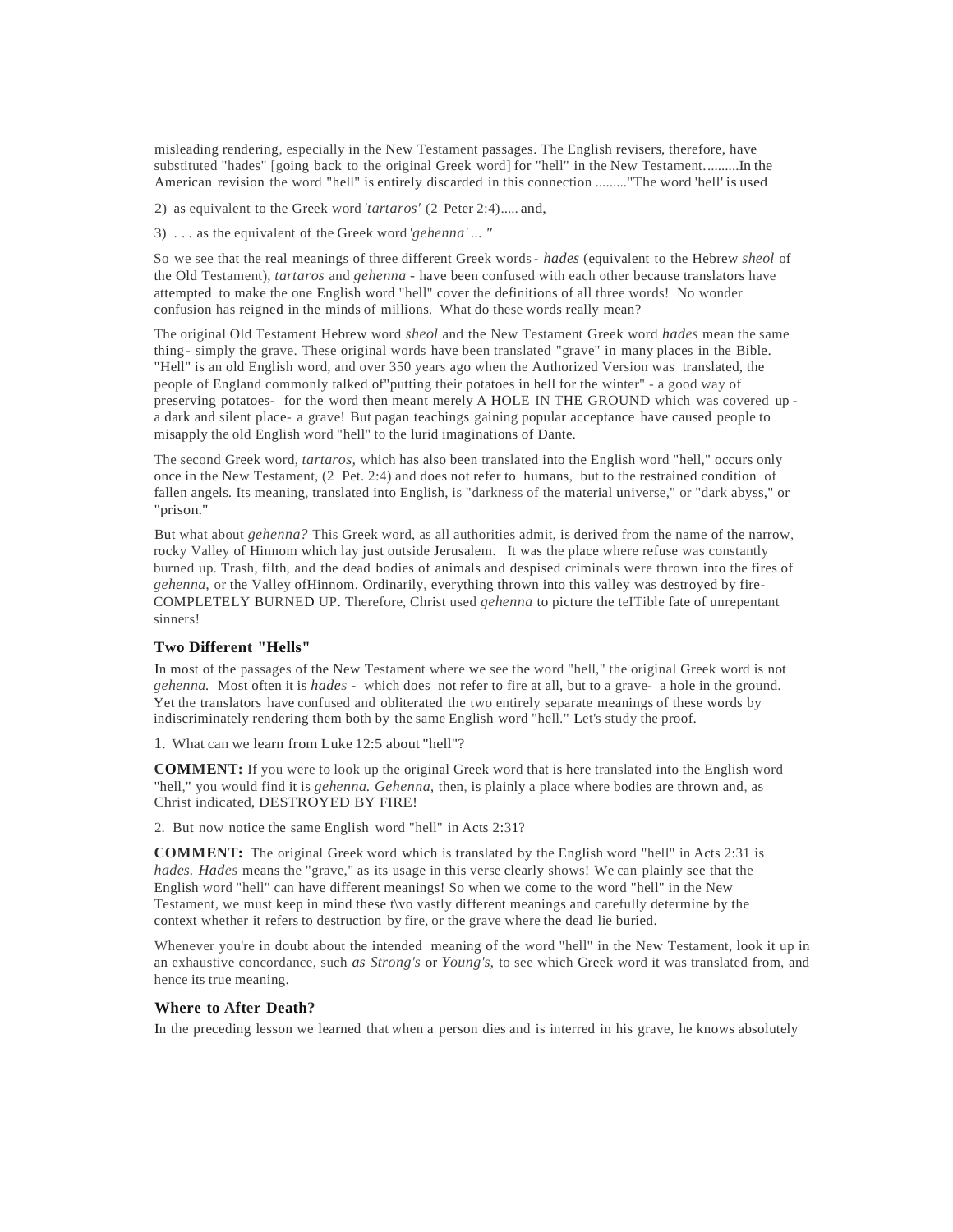misleading rendering, especially in the New Testament passages. The English revisers, therefore, have substituted "hades" [going back to the original Greek word] for "hell" in the New Testament..........In the American revision the word "hell" is entirely discarded in this connection ........."The word 'hell' is used

2) as equivalent to the Greek word *'tartaros'* (2 Peter 2:4)..... and,

3) . . . as the equivalent of the Greek word *'gehenna' ... "*

So we see that the real meanings of three different Greek words - *hades* (equivalent to the Hebrew *sheol* of the Old Testament), *tartaros* and *gehenna* - have been confused with each other because translators have attempted to make the one English word "hell" cover the definitions of all three words! No wonder confusion has reigned in the minds of millions. What do these words really mean?

The original Old Testament Hebrew word *sheol* and the New Testament Greek word *hades* mean the same thing - simply the grave. These original words have been translated "grave" in many places in the Bible. "Hell" is an old English word, and over 350 years ago when the Authorized Version was translated, the people of England commonly talked of"putting their potatoes in hell for the winter" - a good way of preserving potatoes- for the word then meant merely A HOLE IN THE GROUND which was covered up - a dark and silent place- a grave! But pagan teachings gaining popular acceptance have caused people to misapply the old English word "hell" to the lurid imaginations of Dante.

The second Greek word, *tartaros,* which has also been translated into the English word "hell," occurs only once in the New Testament, (2 Pet. 2:4) and does not refer to humans, but to the restrained condition of fallen angels. Its meaning, translated into English, is "darkness of the material universe," or "dark abyss," or "prison."

But what about *gehenna?* This Greek word, as all authorities admit, is derived from the name of the narrow, rocky Valley of Hinnom which lay just outside Jerusalem. It was the place where refuse was constantly burned up. Trash, filth, and the dead bodies of animals and despised criminals were thrown into the fires of *gehenna,* or the Valley ofHinnom. Ordinarily, everything thrown into this valley was destroyed by fire- COMPLETELY BURNED UP. Therefore, Christ used *gehenna* to picture the teITible fate of unrepentant sinners!

### Two Different "Hells"

In most of the passages of the New Testament where we see the word "hell," the original Greek word is not *gehenna.* Most often it is *hades* - which does not refer to fire at all, but to a grave- a hole in the ground. Yet the translators have confused and obliterated the two entirely separate meanings of these words by indiscriminately rendering them both by the same English word "hell." Let's study the proof.

1. What can we learn from Luke 12:5 about "hell"?

**COMMENT:** If you were to look up the original Greek word that is here translated into the English word "hell," you would find it is *gehenna. Gehenna,* then, is plainly a place where bodies are thrown and, as Christ indicated, DESTROYED BY FIRE!

2. But now notice the same English word "hell" in Acts 2:31?

**COMMENT:** The original Greek word which is translated by the English word "hell" in Acts 2:31 is *hades. Hades* means the "grave," as its usage in this verse clearly shows! We can plainly see that the English word "hell" can have different meanings! So when we come to the word "hell" in the New Testament, we must keep in mind these t\vo vastly different meanings and carefully determine by the context whether it refers to destruction by fire, or the grave where the dead lie buried.

Whenever you're in doubt about the intended meaning of the word "hell" in the New Testament, look it up in an exhaustive concordance, such *as Strong's* or *Young's,* to see which Greek word it was translated from, and hence its true meaning.

### Where to After Death?

In the preceding lesson we learned that when a person dies and is interred in his grave, he knows absolutely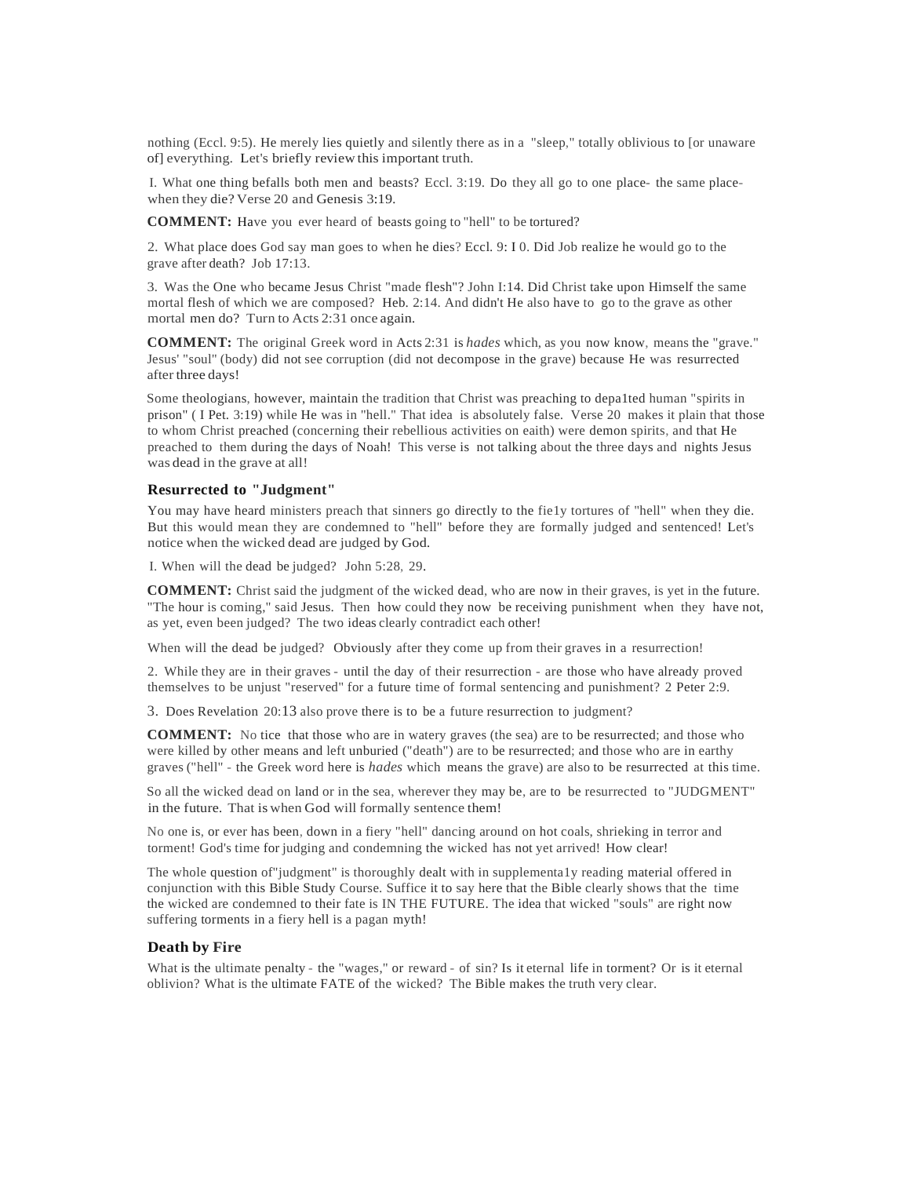nothing (Eccl. 9:5). He merely lies quietly and silently there as in a "sleep," totally oblivious to [or unaware of] everything. Let's briefly review this important truth.

1. What one thing befalls both men and beasts? Eccl. 3:19. Do they all go to one place- the same place- when they die? Verse 20 and Genesis 3:19.

**COMMENT:** Have you ever heard of beasts going to "hell" to be tortured?

2. What place does God say man goes to when he dies? Eccl. 9: I 0. Did Job realize he would go to the grave after death? Job 17:13.

3. Was the One who became Jesus Christ "made flesh"? John I:14. Did Christ take upon Himself the same mortal flesh of which we are composed? Heb. 2:14. And didn't He also have to go to the grave as other mortal men do? Turn to Acts 2:31 once again.

**COMMENT:** The original Greek word in Acts 2:31 is *hades* which, as you now know, means the "grave." Jesus' "soul" (body) did not see corruption (did not decompose in the grave) because He was resurrected after three days!

Some theologians, however, maintain the tradition that Christ was preaching to depa1ted human "spirits in prison" ( I Pet. 3:19) while He was in "hell." That idea is absolutely false. Verse 20 makes it plain that those to whom Christ preached (concerning their rebellious activities on eaith) were demon spirits, and that He preached to them during the days of Noah! This verse is not talking about the three days and nights Jesus was dead in the grave at all!

### Resurrected to "Judgment"

You may have heard ministers preach that sinners go directly to the fie1y tortures of "hell" when they die. But this would mean they are condemned to "hell" before they are formally judged and sentenced! Let's notice when the wicked dead are judged by God.

1. When will the dead be judged? John 5:28, 29.

**COMMENT:** Christ said the judgment of the wicked dead, who are now in their graves, is yet in the future. "The hour is coming," said Jesus. Then how could they now be receiving punishment when they have not, as yet, even been judged? The two ideas clearly contradict each other!

When will the dead be judged? Obviously after they come up from their graves in a resurrection!

2. While they are in their graves - until the day of their resurrection - are those who have already proved themselves to be unjust "reserved" for a future time of formal sentencing and punishment? 2 Peter 2:9.

3. Does Revelation 20:13 also prove there is to be a future resurrection to judgment?

**COMMENT:** No tice that those who are in watery graves (the sea) are to be resurrected; and those who were killed by other means and left unburied ("death") are to be resurrected; and those who are in earthy graves ("hell" - the Greek word here is *hades* which means the grave) are also to be resurrected at this time.

So all the wicked dead on land or in the sea, wherever they may be, are to be resurrected to "JUDGMENT" in the future. That is when God will formally sentence them!

No one is, or ever has been, down in a fiery "hell" dancing around on hot coals, shrieking in terror and torment! God's time for judging and condemning the wicked has not yet arrived! How clear!

The whole question of"judgment" is thoroughly dealt with in supplementa1y reading material offered in conjunction with this Bible Study Course. Suffice it to say here that the Bible clearly shows that the time the wicked are condemned to their fate is IN THE FUTURE. The idea that wicked "souls" are right now suffering torments in a fiery hell is a pagan myth!

### Death by Fire

What is the ultimate penalty - the "wages," or reward - of sin? Is it eternal life in torment? Or is it eternal oblivion? What is the ultimate FATE of the wicked? The Bible makes the truth very clear.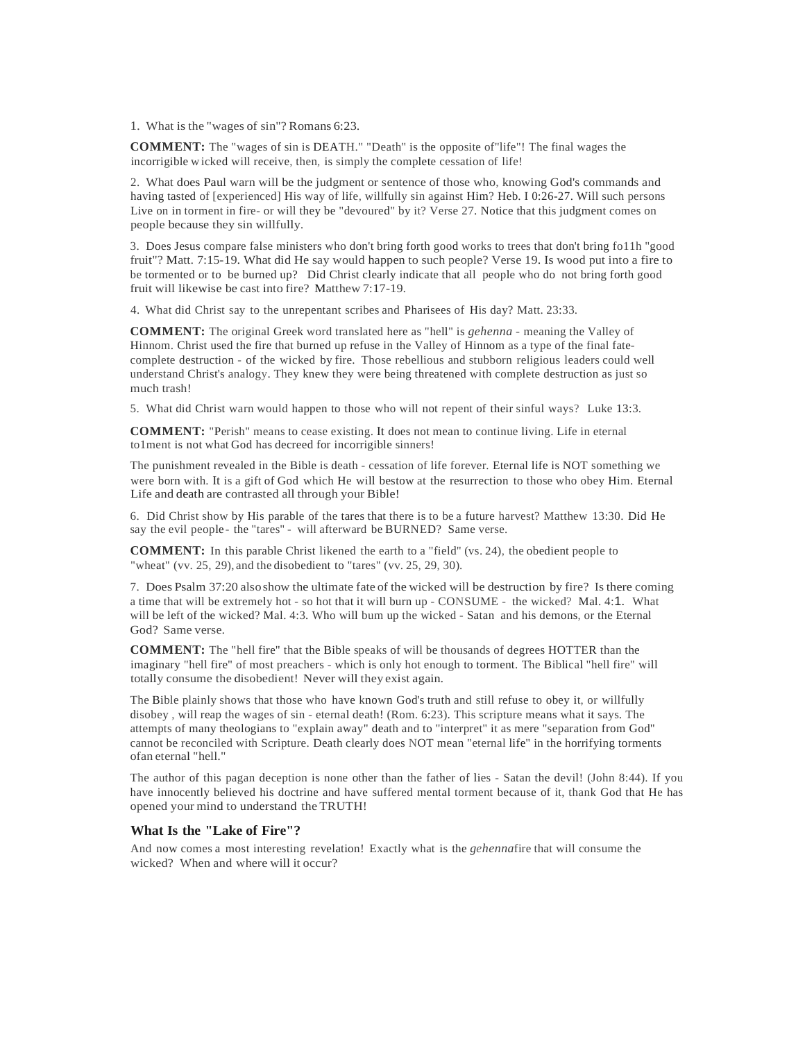1. What is the "wages of sin"? Romans 6:23.

**COMMENT:** The "wages of sin is DEATH." "Death" is the opposite of"life"! The final wages the incorrigible wicked will receive, then, is simply the complete cessation of life!

2. What does Paul warn will be the judgment or sentence of those who, knowing God's commands and having tasted of [experienced] His way of life, willfully sin against Him? Heb. I 0:26-27. Will such persons Live on in torment in fire- or will they be "devoured" by it? Verse 27. Notice that this judgment comes on people because they sin willfully.

3. Does Jesus compare false ministers who don't bring forth good works to trees that don't bring fo11h "good fruit"? Matt. 7:15-19. What did He say would happen to such people? Verse 19. Is wood put into a fire to be tormented or to be burned up? Did Christ clearly indicate that all people who do not bring forth good fruit will likewise be cast into fire? Matthew 7:17-19.

4. What did Christ say to the unrepentant scribes and Pharisees of His day? Matt. 23:33.

**COMMENT:** The original Greek word translated here as "hell" is *gehenna* - meaning the Valley of Hinnom. Christ used the fire that burned up refuse in the Valley of Hinnom as a type of the final fate-complete destruction - of the wicked by fire. Those rebellious and stubborn religious leaders could well understand Christ's analogy. They knew they were being threatened with complete destruction as just so much trash!

5. What did Christ warn would happen to those who will not repent of their sinful ways? Luke 13:3.

**COMMENT:** "Perish" means to cease existing. It does not mean to continue living. Life in eternal to1ment is not what God has decreed for incorrigible sinners!

The punishment revealed in the Bible is death - cessation of life forever. Eternal life is NOT something we were born with. It is a gift of God which He will bestow at the resurrection to those who obey Him. Eternal Life and death are contrasted all through your Bible!

6. Did Christ show by His parable of the tares that there is to be a future harvest? Matthew 13:30. Did He say the evil people - the "tares" - will afterward be BURNED? Same verse.

**COMMENT:** In this parable Christ likened the earth to a "field" (vs. 24), the obedient people to "wheat" (vv. 25, 29), and the disobedient to "tares" (vv. 25, 29, 30).

7. Does Psalm 37:20 also show the ultimate fate of the wicked will be destruction by fire? Is there coming a time that will be extremely hot - so hot that it will burn up - CONSUME - the wicked? Mal. 4:1. What will be left of the wicked? Mal. 4:3. Who will bum up the wicked - Satan and his demons, or the Eternal God? Same verse.

**COMMENT:** The "hell fire" that the Bible speaks of will be thousands of degrees HOTTER than the imaginary "hell fire" of most preachers - which is only hot enough to torment. The Biblical "hell fire" will totally consume the disobedient! Never will they exist again.

The Bible plainly shows that those who have known God's truth and still refuse to obey it, or willfully disobey , will reap the wages of sin - eternal death! (Rom. 6:23). This scripture means what it says. The attempts of many theologians to "explain away" death and to "interpret" it as mere "separation from God" cannot be reconciled with Scripture. Death clearly does NOT mean "eternal life" in the horrifying torments ofan eternal "hell."

The author of this pagan deception is none other than the father of lies - Satan the devil! (John 8:44). If you have innocently believed his doctrine and have suffered mental torment because of it, thank God that He has opened your mind to understand the TRUTH!

### What Is the "Lake of Fire"?

And now comes a most interesting revelation! Exactly what is the *gehenna*fire that will consume the wicked? When and where will it occur?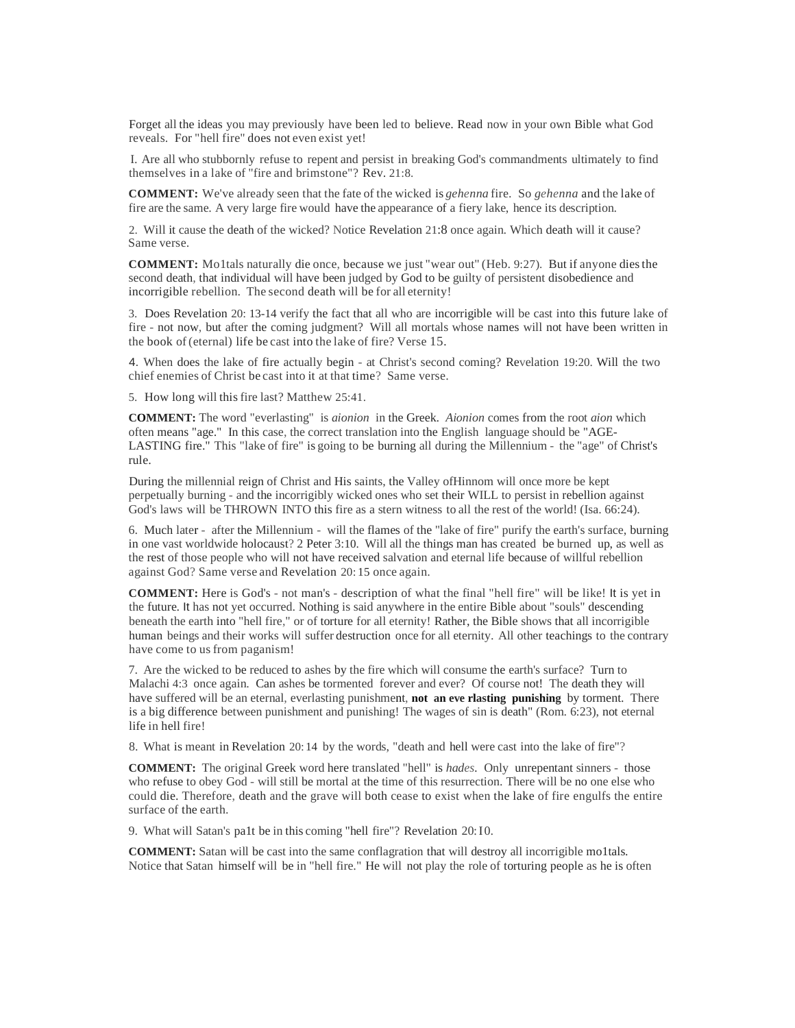Forget all the ideas you may previously have been led to believe. Read now in your own Bible what God reveals. For "hell fire" does not even exist yet!

I. Are all who stubbornly refuse to repent and persist in breaking God's commandments ultimately to find themselves in a lake of "fire and brimstone"? Rev. 21:8.

**COMMENT:** We've already seen that the fate of the wicked is *gehenna* fire. So *gehenna* and the lake of fire are the same. A very large fire would have the appearance of a fiery lake, hence its description.

2. Will it cause the death of the wicked? Notice Revelation 21:8 once again. Which death will it cause? Same verse.

**COMMENT:** Mo1tals naturally die once, because we just "wear out" (Heb. 9:27). But if anyone dies the second death, that individual will have been judged by God to be guilty of persistent disobedience and incorrigible rebellion. The second death will be for all eternity!

3. Does Revelation 20: 13-14 verify the fact that all who are incorrigible will be cast into this future lake of fire - not now, but after the coming judgment? Will all mortals whose names will not have been written in the book of (eternal) life be cast into the lake of fire? Verse 15.

4. When does the lake of fire actually begin - at Christ's second coming? Revelation 19:20. Will the two chief enemies of Christ be cast into it at that time? Same verse.

5. How long will this fire last? Matthew 25:41.

**COMMENT:** The word "everlasting" is *aionion* in the Greek. *Aionion* comes from the root *aion* which often means "age." In this case, the correct translation into the English language should be "AGE-LASTING fire." This "lake of fire" is going to be burning all during the Millennium - the "age" of Christ's rule.

During the millennial reign of Christ and His saints, the Valley ofHinnom will once more be kept perpetually burning - and the incorrigibly wicked ones who set their WILL to persist in rebellion against God's laws will be THROWN INTO this fire as a stern witness to all the rest of the world! (Isa. 66:24).

6. Much later - after the Millennium - will the flames of the "lake of fire" purify the earth's surface, burning in one vast worldwide holocaust? 2 Peter 3:10. Will all the things man has created be burned up, as well as the rest of those people who will not have received salvation and eternal life because of willful rebellion against God? Same verse and Revelation 20:15 once again.

**COMMENT:** Here is God's - not man's - description of what the final "hell fire" will be like! It is yet in the future. It has not yet occurred. Nothing is said anywhere in the entire Bible about "souls" descending beneath the earth into "hell fire," or of torture for all eternity! Rather, the Bible shows that all incorrigible human beings and their works will suffer destruction once for all eternity. All other teachings to the contrary have come to us from paganism!

7. Are the wicked to be reduced to ashes by the fire which will consume the earth's surface? Turn to Malachi 4:3 once again. Can ashes be tormented forever and ever? Of course not! The death they will have suffered will be an eternal, everlasting punishment, **not an eve rlasting punishing** by torment. There is a big difference between punishment and punishing! The wages of sin is death" (Rom. 6:23), not eternal life in hell fire!

8. What is meant in Revelation 20:14 by the words, "death and hell were cast into the lake of fire"?

**COMMENT:** The original Greek word here translated "hell" is *hades*. Only unrepentant sinners - those who refuse to obey God - will still be mortal at the time of this resurrection. There will be no one else who could die. Therefore, death and the grave will both cease to exist when the lake of fire engulfs the entire surface of the earth.

9. What will Satan's pa1t be in this coming "hell fire"? Revelation 20:10.

**COMMENT:** Satan will be cast into the same conflagration that will destroy all incorrigible mo1tals. Notice that Satan himself will be in "hell fire." He will not play the role of torturing people as he is often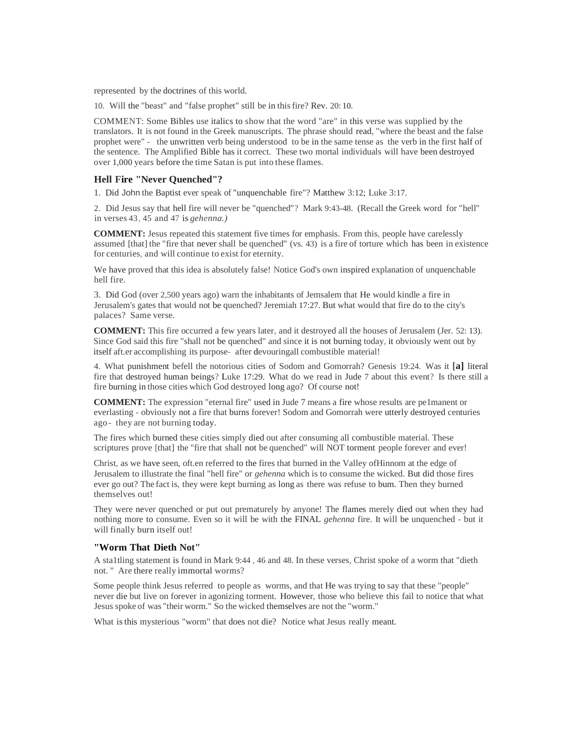represented by the doctrines of this world.

10. Will the "beast" and "false prophet" still be in this fire? Rev. 20:10.

COMMENT: Some Bibles use italics to show that the word "are" in this verse was supplied by the translators. It is not found in the Greek manuscripts. The phrase should read, "where the beast and the false prophet were" - the unwritten verb being understood to be in the same tense as the verb in the first half of the sentence. The Amplified Bible has it correct. These two mortal individuals will have been destroyed over 1,000 years before the time Satan is put into these flames.

### Hell Fire "Never Quenched"?

1. Did John the Baptist ever speak of "unquenchable fire"? Matthew 3:12; Luke 3:17.

2. Did Jesus say that hell fire will never be "quenched"? Mark 9:43-48. (Recall the Greek word for "hell" in verses 43, 45 and 47 is *gehenna.)*

**COMMENT:** Jesus repeated this statement five times for emphasis. From this, people have carelessly assumed [that] the "fire that never shall be quenched" (vs. 43) is a fire of torture which has been in existence for centuries, and will continue to exist for eternity.

We have proved that this idea is absolutely false! Notice God's own inspired explanation of unquenchable hell fire.

3. Did God (over 2,500 years ago) warn the inhabitants of Jemsalem that He would kindle a fire in Jerusalem's gates that would not be quenched? Jeremiah 17:27. But what would that fire do to the city's palaces? Same verse.

**COMMENT:** This fire occurred a few years later, and it destroyed all the houses of Jerusalem (Jer. 52:13). Since God said this fire "shall not be quenched" and since it is not burning today, it obviously went out by itself aft.er accomplishing its purpose- after devouringall combustible material!

4. What punishment befell the notorious cities of Sodom and Gomorrah? Genesis 19:24. Was it **[a]** literal fire that destroyed human beings? Luke 17:29. What do we read in Jude 7 about this event? Is there still a fire burning in those cities which God destroyed long ago? Of course not!

**COMMENT:** The expression "eternal fire" used in Jude 7 means a fire whose results are pe1manent or everlasting - obviously not a fire that burns forever! Sodom and Gomorrah were utterly destroyed centuries ago- they are not burning today.

The fires which burned these cities simply died out after consuming all combustible material. These scriptures prove [that] the "fire that shall not be quenched" will NOT torment people forever and ever!

Christ, as we have seen, oft.en referred to the fires that burned in the Valley ofHinnom at the edge of Jerusalem to illustrate the final "hell fire" or *gehenna* which is to consume the wicked. But did those fires ever go out? The fact is, they were kept burning as long as there was refuse to bum. Then they burned themselves out!

They were never quenched or put out prematurely by anyone! The flames merely died out when they had nothing more to consume. Even so it will be with the FINAL *gehenna* fire. It will be unquenched - but it will finally burn itself out!

### "Worm That Dieth Not"

A sta1tling statement is found in Mark 9:44 , 46 and 48. In these verses, Christ spoke of a worm that "dieth not. " Are there really immortal worms?

Some people think Jesus referred to people as worms, and that He was trying to say that these "people" never die but live on forever in agonizing torment. However, those who believe this fail to notice that what Jesus spoke of was "their worm." So the wicked themselves are not the "worm."

What is this mysterious "worm" that does not die? Notice what Jesus really meant.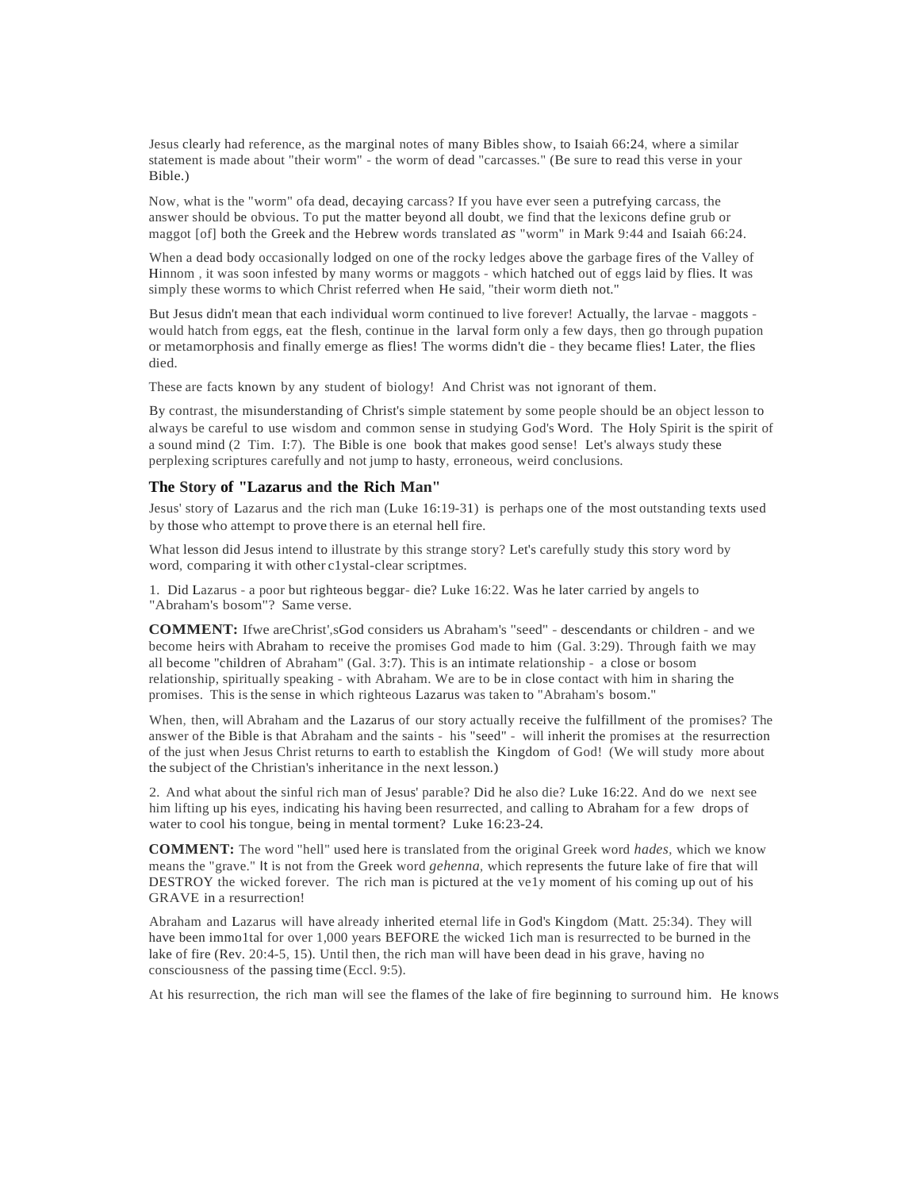Jesus clearly had reference, as the marginal notes of many Bibles show, to Isaiah 66:24, where a similar statement is made about "their worm" - the worm of dead "carcasses." (Be sure to read this verse in your Bible.)

Now, what is the "worm" ofa dead, decaying carcass? If you have ever seen a putrefying carcass, the answer should be obvious. To put the matter beyond all doubt, we find that the lexicons define grub or maggot [of] both the Greek and the Hebrew words translated *as* "worm" in Mark 9:44 and Isaiah 66:24.

When a dead body occasionally lodged on one of the rocky ledges above the garbage fires of the Valley of Hinnom , it was soon infested by many worms or maggots - which hatched out of eggs laid by flies. It was simply these worms to which Christ referred when He said, "their worm dieth not."

But Jesus didn't mean that each individual worm continued to live forever! Actually, the larvae - maggots - would hatch from eggs, eat the flesh, continue in the larval form only a few days, then go through pupation or metamorphosis and finally emerge as flies! The worms didn't die - they became flies! Later, the flies died.

These are facts known by any student of biology! And Christ was not ignorant of them.

By contrast, the misunderstanding of Christ's simple statement by some people should be an object lesson to always be careful to use wisdom and common sense in studying God's Word. The Holy Spirit is the spirit of a sound mind (2 Tim. I:7). The Bible is one book that makes good sense! Let's always study these perplexing scriptures carefully and not jump to hasty, erroneous, weird conclusions.

### The Story of "Lazarus and the Rich Man"

Jesus' story of Lazarus and the rich man (Luke 16:19-31) is perhaps one of the most outstanding texts used by those who attempt to prove there is an eternal hell fire.

What lesson did Jesus intend to illustrate by this strange story? Let's carefully study this story word by word, comparing it with other c1ystal-clear scriptmes.

1. Did Lazarus - a poor but righteous beggar- die? Luke 16:22. Was he later carried by angels to "Abraham's bosom"? Same verse.

**COMMENT:** Ifwe areChrist',sGod considers us Abraham's "seed" - descendants or children - and we become heirs with Abraham to receive the promises God made to him (Gal. 3:29). Through faith we may all become "children of Abraham" (Gal. 3:7). This is an intimate relationship - a close or bosom relationship, spiritually speaking - with Abraham. We are to be in close contact with him in sharing the promises. This is the sense in which righteous Lazarus was taken to "Abraham's bosom."

When, then, will Abraham and the Lazarus of our story actually receive the fulfillment of the promises? The answer of the Bible is that Abraham and the saints - his "seed" - will inherit the promises at the resurrection of the just when Jesus Christ returns to earth to establish the Kingdom of God! (We will study more about the subject of the Christian's inheritance in the next lesson.)

2. And what about the sinful rich man of Jesus' parable? Did he also die? Luke 16:22. And do we next see him lifting up his eyes, indicating his having been resurrected, and calling to Abraham for a few drops of water to cool his tongue, being in mental torment? Luke 16:23-24.

**COMMENT:** The word "hell" used here is translated from the original Greek word *hades*, which we know means the "grave." It is not from the Greek word *gehenna*, which represents the future lake of fire that will DESTROY the wicked forever. The rich man is pictured at the ve1y moment of his coming up out of his GRAVE in a resurrection!

Abraham and Lazarus will have already inherited eternal life in God's Kingdom (Matt. 25:34). They will have been immo1tal for over 1,000 years BEFORE the wicked 1ich man is resurrected to be burned in the lake of fire (Rev. 20:4-5, 15). Until then, the rich man will have been dead in his grave, having no consciousness of the passing time (Eccl. 9:5).

At his resurrection, the rich man will see the flames of the lake of fire beginning to surround him. He knows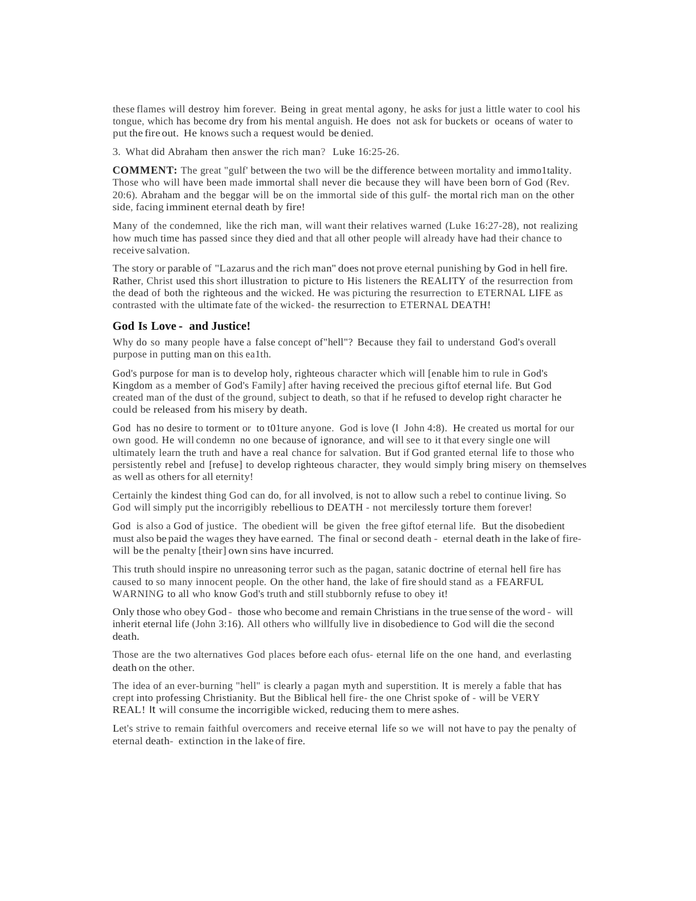these flames will destroy him forever. Being in great mental agony, he asks for just a little water to cool his tongue, which has become dry from his mental anguish. He does not ask for buckets or oceans of water to put the fire out. He knows such a request would be denied.

3. What did Abraham then answer the rich man? Luke 16:25-26.

**COMMENT:** The great "gulf' between the two will be the difference between mortality and immo1tality. Those who will have been made immortal shall never die because they will have been born of God (Rev. 20:6). Abraham and the beggar will be on the immortal side of this gulf- the mortal rich man on the other side, facing imminent eternal death by fire!

Many of the condemned, like the rich man, will want their relatives warned (Luke 16:27-28), not realizing how much time has passed since they died and that all other people will already have had their chance to receive salvation.

The story or parable of "Lazarus and the rich man" does not prove eternal punishing by God in hell fire. Rather, Christ used this short illustration to picture to His listeners the REALITY of the resurrection from the dead of both the righteous and the wicked. He was picturing the resurrection to ETERNAL LIFE as contrasted with the ultimate fate of the wicked- the resurrection to ETERNAL DEATH!

## God Is Love - and Justice!

Why do so many people have a false concept of"hell"? Because they fail to understand God's overall purpose in putting man on this ea1th.

God's purpose for man is to develop holy, righteous character which will [enable him to rule in God's Kingdom as a member of God's Family] after having received the precious giftof eternal life. But God created man of the dust of the ground, subject to death, so that if he refused to develop right character he could be released from his misery by death.

God has no desire to torment or to t01ture anyone. God is love (I John 4:8). He created us mortal for our own good. He will condemn no one because of ignorance, and will see to it that every single one will ultimately learn the truth and have a real chance for salvation. But if God granted eternal life to those who persistently rebel and [refuse] to develop righteous character, they would simply bring misery on themselves as well as others for all eternity!

Certainly the kindest thing God can do, for all involved, is not to allow such a rebel to continue living. So God will simply put the incorrigibly rebellious to DEATH - not mercilessly torture them forever!

God is also a God of justice. The obedient will be given the free giftof eternal life. But the disobedient must also be paid the wages they have earned. The final or second death - eternal death in the lake of fire- will be the penalty [their] own sins have incurred.

This truth should inspire no unreasoning terror such as the pagan, satanic doctrine of eternal hell fire has caused to so many innocent people. On the other hand, the lake of fire should stand as a FEARFUL WARNING to all who know God's truth and still stubbornly refuse to obey it!

Only those who obey God - those who become and remain Christians in the true sense of the word - will inherit eternal life (John 3:16). All others who willfully live in disobedience to God will die the second death.

Those are the two alternatives God places before each ofus- eternal life on the one hand, and everlasting death on the other.

The idea of an ever-burning "hell" is clearly a pagan myth and superstition. It is merely a fable that has crept into professing Christianity. But the Biblical hell fire- the one Christ spoke of - will be VERY REAL! It will consume the incorrigible wicked, reducing them to mere ashes.

Let's strive to remain faithful overcomers and receive eternal life so we will not have to pay the penalty of eternal death- extinction in the lake of fire.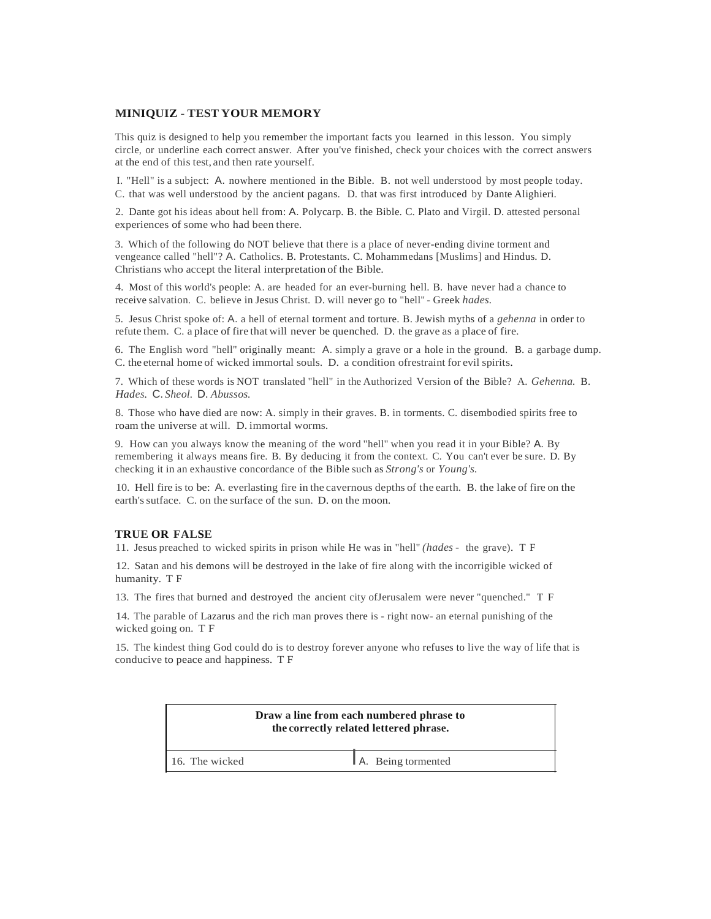## MINIQUIZ - TEST YOUR MEMORY

This quiz is designed to help you remember the important facts you learned in this lesson. You simply circle, or underline each correct answer. After you've finished, check your choices with the correct answers at the end of this test, and then rate yourself.

1. "Hell" is a subject: A. nowhere mentioned in the Bible. B. not well understood by most people today. C. that was well understood by the ancient pagans. D. that was first introduced by Dante Alighieri.

2. Dante got his ideas about hell from: A. Polycarp. B. the Bible. C. Plato and Virgil. D. attested personal experiences of some who had been there.

3. Which of the following do NOT believe that there is a place of never-ending divine torment and vengeance called "hell"? A. Catholics. B. Protestants. C. Mohammedans [Muslims] and Hindus. D. Christians who accept the literal interpretation of the Bible.

4. Most of this world's people: A. are headed for an ever-burning hell. B. have never had a chance to receive salvation. C. believe in Jesus Christ. D. will never go to "hell" - Greek *hades.*

5. Jesus Christ spoke of: A. a hell of eternal torment and torture. B. Jewish myths of a *gehenna* in order to refute them. C. a place of fire that will never be quenched. D. the grave as a place of fire.

6. The English word "hell" originally meant: A. simply a grave or a hole in the ground. B. a garbage dump. C. the eternal home of wicked immortal souls. D. a condition ofrestraint for evil spirits.

7. Which of these words is NOT translated "hell" in the Authorized Version of the Bible? A. *Gehenna.* B. *Hades.* C. *Sheol.* D. *Abussos.*

8. Those who have died are now: A. simply in their graves. B. in torments. C. disembodied spirits free to roam the universe at will. D. immortal worms.

9. How can you always know the meaning of the word "hell" when you read it in your Bible? A. By remembering it always means fire. B. By deducing it from the context. C. You can't ever be sure. D. By checking it in an exhaustive concordance of the Bible such as *Strong's* or *Young's.*

10. Hell fire is to be: A. everlasting fire in the cavernous depths of the earth. B. the lake of fire on the earth's sutface. C. on the surface of the sun. D. on the moon.

## TRUE OR FALSE

11. Jesus preached to wicked spirits in prison while He was in "hell" *(hades* - the grave). T F

12. Satan and his demons will be destroyed in the lake of fire along with the incorrigible wicked of humanity. T F

13. The fires that burned and destroyed the ancient city ofJerusalem were never "quenched." T F

14. The parable of Lazarus and the rich man proves there is - right now- an eternal punishing of the wicked going on. T F

15. The kindest thing God could do is to destroy forever anyone who refuses to live the way of life that is conducive to peace and happiness. T F

| **Draw a line from each numbered phrase to the correctly related lettered phrase.** | |
|---|---|
| 16. The wicked | A. Being tormented |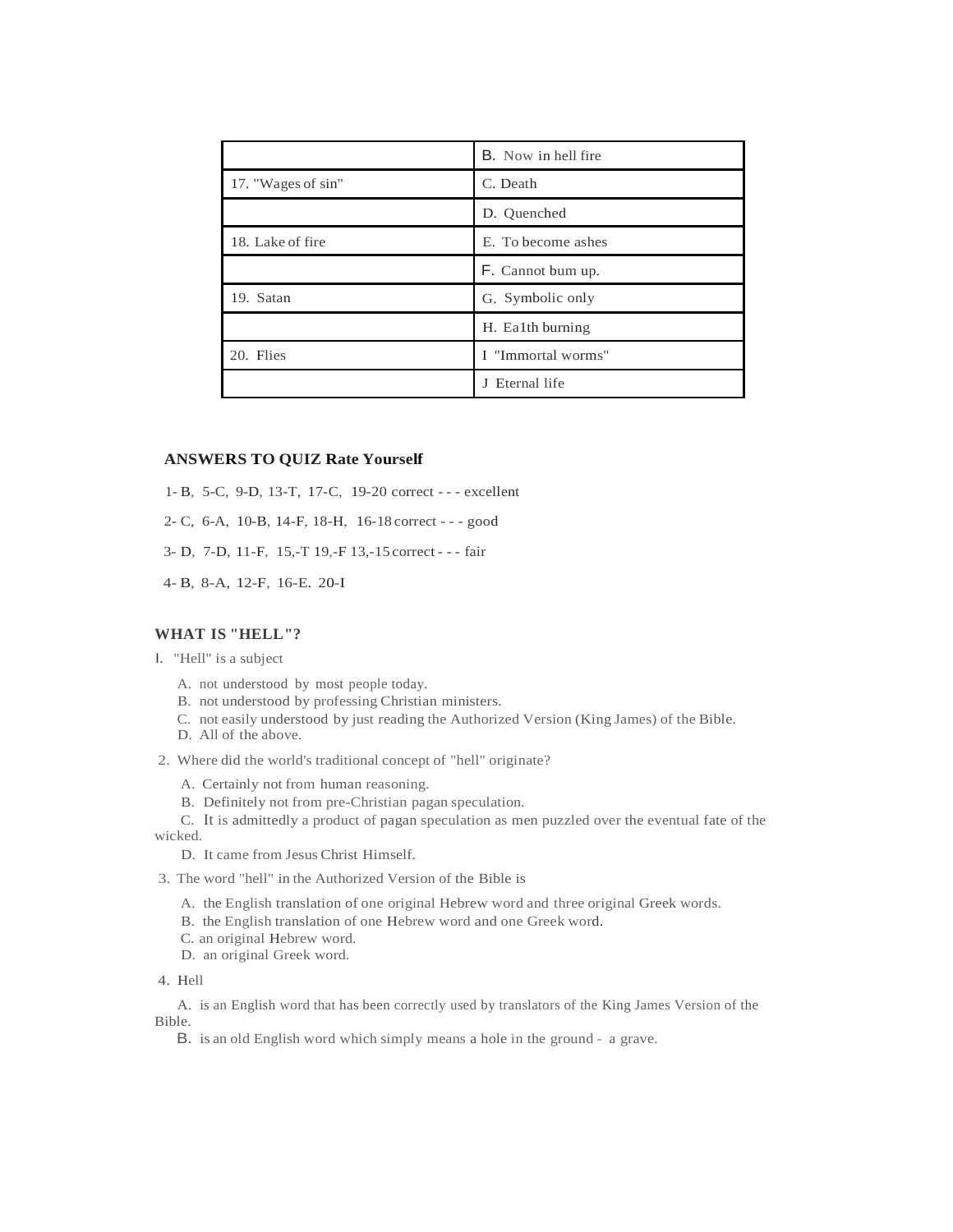| | |
|---|---|
| | B. Now in hell fire |
| 17. "Wages of sin" | C. Death |
| | D. Quenched |
| 18. Lake of fire | E. To become ashes |
| | F. Cannot bum up. |
| 19. Satan | G. Symbolic only |
| | H. Ea1th burning |
| 20. Flies | I "Immortal worms" |
| | J Eternal life |

**ANSWERS TO QUIZ Rate Yourself**

1- B, 5-C, 9-D, 13-T, 17-C, 19-20 correct - - - excellent

2- C, 6-A, 10-B, 14-F, 18-H, 16-18 correct - - - good

3- D, 7-D, 11-F, 15,-T 19,-F 13,-15 correct - - - fair

4- B, 8-A, 12-F, 16-E. 20-I

## WHAT IS "HELL"?

I. "Hell" is a subject

A. not understood by most people today.
B. not understood by professing Christian ministers.
C. not easily understood by just reading the Authorized Version (King James) of the Bible.
D. All of the above.

2. Where did the world's traditional concept of "hell" originate?

A. Certainly not from human reasoning.
B. Definitely not from pre-Christian pagan speculation.
C. It is admittedly a product of pagan speculation as men puzzled over the eventual fate of the wicked.
D. It came from Jesus Christ Himself.

3. The word "hell" in the Authorized Version of the Bible is

A. the English translation of one original Hebrew word and three original Greek words.
B. the English translation of one Hebrew word and one Greek word.
C. an original Hebrew word.
D. an original Greek word.

4. Hell

A. is an English word that has been correctly used by translators of the King James Version of the Bible.
B. is an old English word which simply means a hole in the ground - a grave.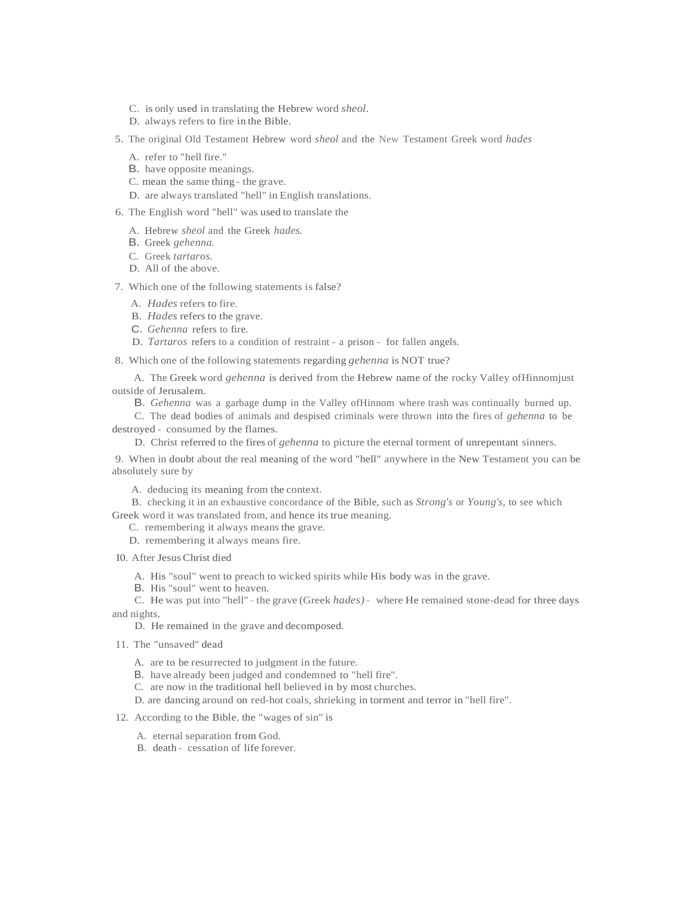C. is only used in translating the Hebrew word *sheol*.
D. always refers to fire in the Bible.

5. The original Old Testament Hebrew word *sheol* and the New Testament Greek word *hades*

A. refer to "hell fire."
B. have opposite meanings.
C. mean the same thing - the grave.
D. are always translated "hell" in English translations.

6. The English word "hell" was used to translate the

A. Hebrew *sheol* and the Greek *hades.*
B. Greek *gehenna.*
C. Greek *tartaros.*
D. All of the above.

7. Which one of the following statements is false?

A. *Hades* refers to fire.
B. *Hades* refers to the grave.
C. *Gehenna* refers to fire.
D. *Tartaros* refers to a condition of restraint - a prison - for fallen angels.

8. Which one of the following statements regarding *gehenna* is NOT true?

A. The Greek word *gehenna* is derived from the Hebrew name of the rocky Valley ofHinnomjust outside of Jerusalem.
B. *Gehenna* was a garbage dump in the Valley ofHinnom where trash was continually burned up.
C. The dead bodies of animals and despised criminals were thrown into the fires of *gehenna* to be destroyed - consumed by the flames.
D. Christ referred to the fires of *gehenna* to picture the eternal torment of unrepentant sinners.

9. When in doubt about the real meaning of the word "hell" anywhere in the New Testament you can be absolutely sure by

A. deducing its meaning from the context.
B. checking it in an exhaustive concordance of the Bible, such as *Strong's* or *Young's,* to see which Greek word it was translated from, and hence its true meaning.
C. remembering it always means the grave.
D. remembering it always means fire.

I0. After Jesus Christ died

A. His "soul" went to preach to wicked spirits while His body was in the grave.
B. His "soul" went to heaven.
C. He was put into "hell" - the grave (Greek *hades)* - where He remained stone-dead for three days and nights.
D. He remained in the grave and decomposed.

11. The "unsaved" dead

A. are to be resurrected to judgment in the future.
B. have already been judged and condemned to "hell fire".
C. are now in the traditional hell believed in by most churches.
D. are dancing around on red-hot coals, shrieking in torment and terror in "hell fire".

12. According to the Bible, the "wages of sin" is

A. eternal separation from God.
B. death - cessation of life forever.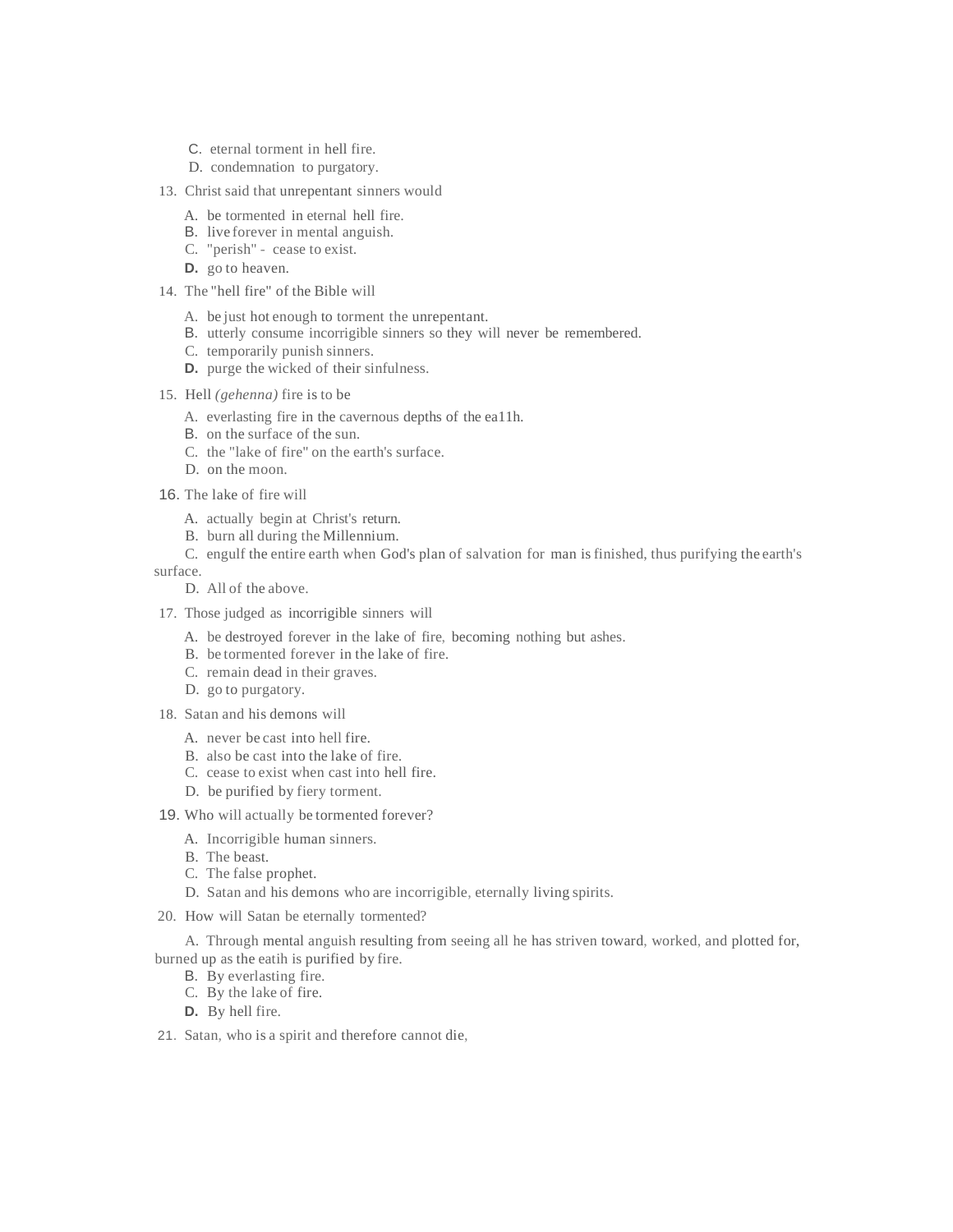C. eternal torment in hell fire.
D. condemnation to purgatory.

13. Christ said that unrepentant sinners would

   A. be tormented in eternal hell fire.
   B. live forever in mental anguish.
   C. "perish" - cease to exist.
   D. go to heaven.

14. The "hell fire" of the Bible will

   A. be just hot enough to torment the unrepentant.
   B. utterly consume incorrigible sinners so they will never be remembered.
   C. temporarily punish sinners.
   D. purge the wicked of their sinfulness.

15. Hell *(gehenna)* fire is to be

   A. everlasting fire in the cavernous depths of the ea11h.
   B. on the surface of the sun.
   C. the "lake of fire" on the earth's surface.
   D. on the moon.

16. The lake of fire will

   A. actually begin at Christ's return.
   B. burn all during the Millennium.
   C. engulf the entire earth when God's plan of salvation for man is finished, thus purifying the earth's surface.
   D. All of the above.

17. Those judged as incorrigible sinners will

   A. be destroyed forever in the lake of fire, becoming nothing but ashes.
   B. be tormented forever in the lake of fire.
   C. remain dead in their graves.
   D. go to purgatory.

18. Satan and his demons will

   A. never be cast into hell fire.
   B. also be cast into the lake of fire.
   C. cease to exist when cast into hell fire.
   D. be purified by fiery torment.

19. Who will actually be tormented forever?

   A. Incorrigible human sinners.
   B. The beast.
   C. The false prophet.
   D. Satan and his demons who are incorrigible, eternally living spirits.

20. How will Satan be eternally tormented?

   A. Through mental anguish resulting from seeing all he has striven toward, worked, and plotted for, burned up as the eatih is purified by fire.
   B. By everlasting fire.
   C. By the lake of fire.
   D. By hell fire.

21. Satan, who is a spirit and therefore cannot die,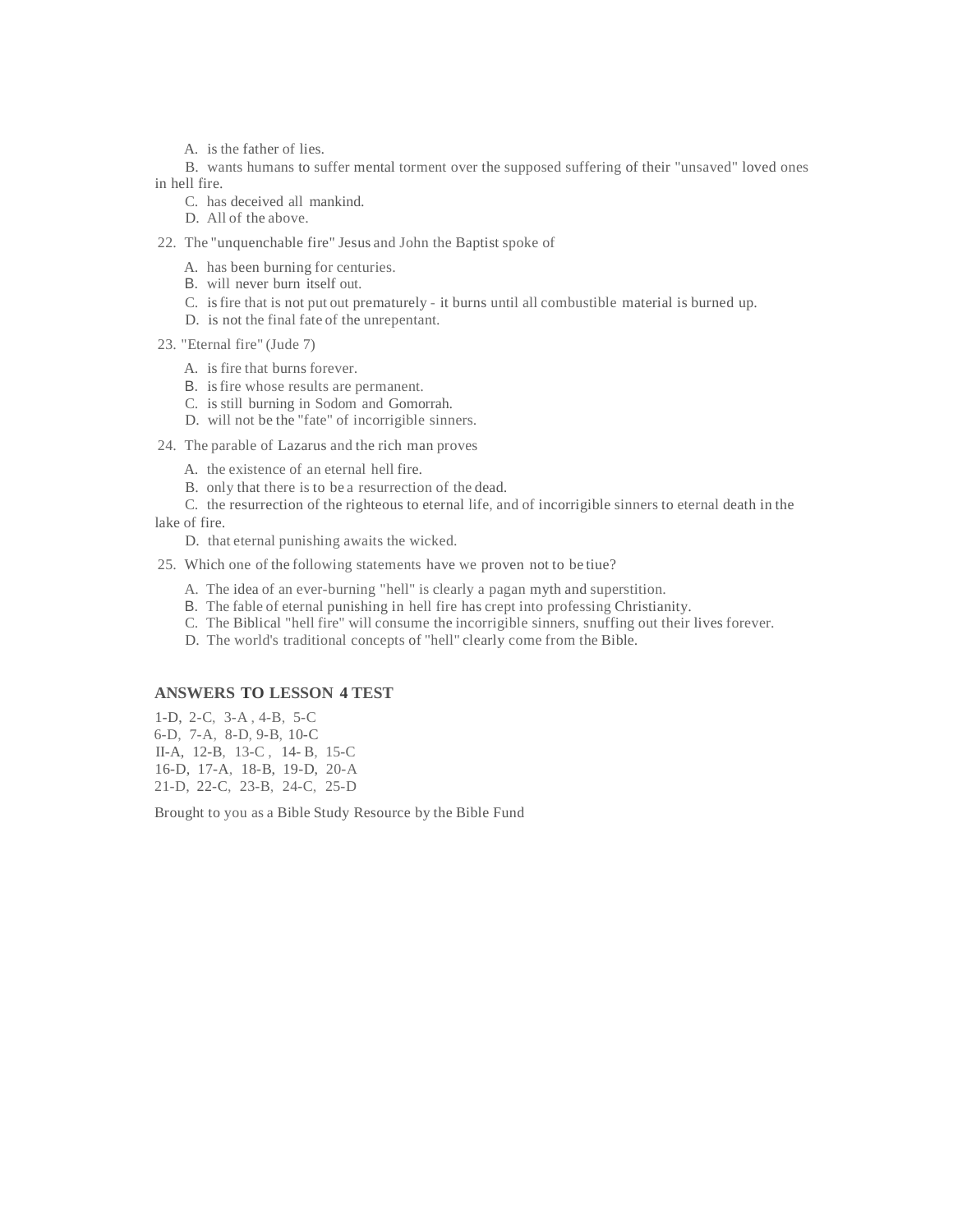A. is the father of lies.

B. wants humans to suffer mental torment over the supposed suffering of their "unsaved" loved ones in hell fire.

C. has deceived all mankind.

D. All of the above.

22. The "unquenchable fire" Jesus and John the Baptist spoke of

A. has been burning for centuries.

B. will never burn itself out.

C. is fire that is not put out prematurely - it burns until all combustible material is burned up.

D. is not the final fate of the unrepentant.

23. "Eternal fire" (Jude 7)

A. is fire that burns forever.

B. is fire whose results are permanent.

C. is still burning in Sodom and Gomorrah.

D. will not be the "fate" of incorrigible sinners.

24. The parable of Lazarus and the rich man proves

A. the existence of an eternal hell fire.

B. only that there is to be a resurrection of the dead.

C. the resurrection of the righteous to eternal life, and of incorrigible sinners to eternal death in the lake of fire.

D. that eternal punishing awaits the wicked.

25. Which one of the following statements have we proven not to be tiue?

A. The idea of an ever-burning "hell" is clearly a pagan myth and superstition.

B. The fable of eternal punishing in hell fire has crept into professing Christianity.

C. The Biblical "hell fire" will consume the incorrigible sinners, snuffing out their lives forever.

D. The world's traditional concepts of "hell" clearly come from the Bible.

## ANSWERS TO LESSON 4 TEST

1-D, 2-C, 3-A , 4-B, 5-C
6-D, 7-A, 8-D, 9-B, 10-C
II-A, 12-B, 13-C , 14- B, 15-C
16-D, 17-A, 18-B, 19-D, 20-A
21-D, 22-C, 23-B, 24-C, 25-D

Brought to you as a Bible Study Resource by the Bible Fund